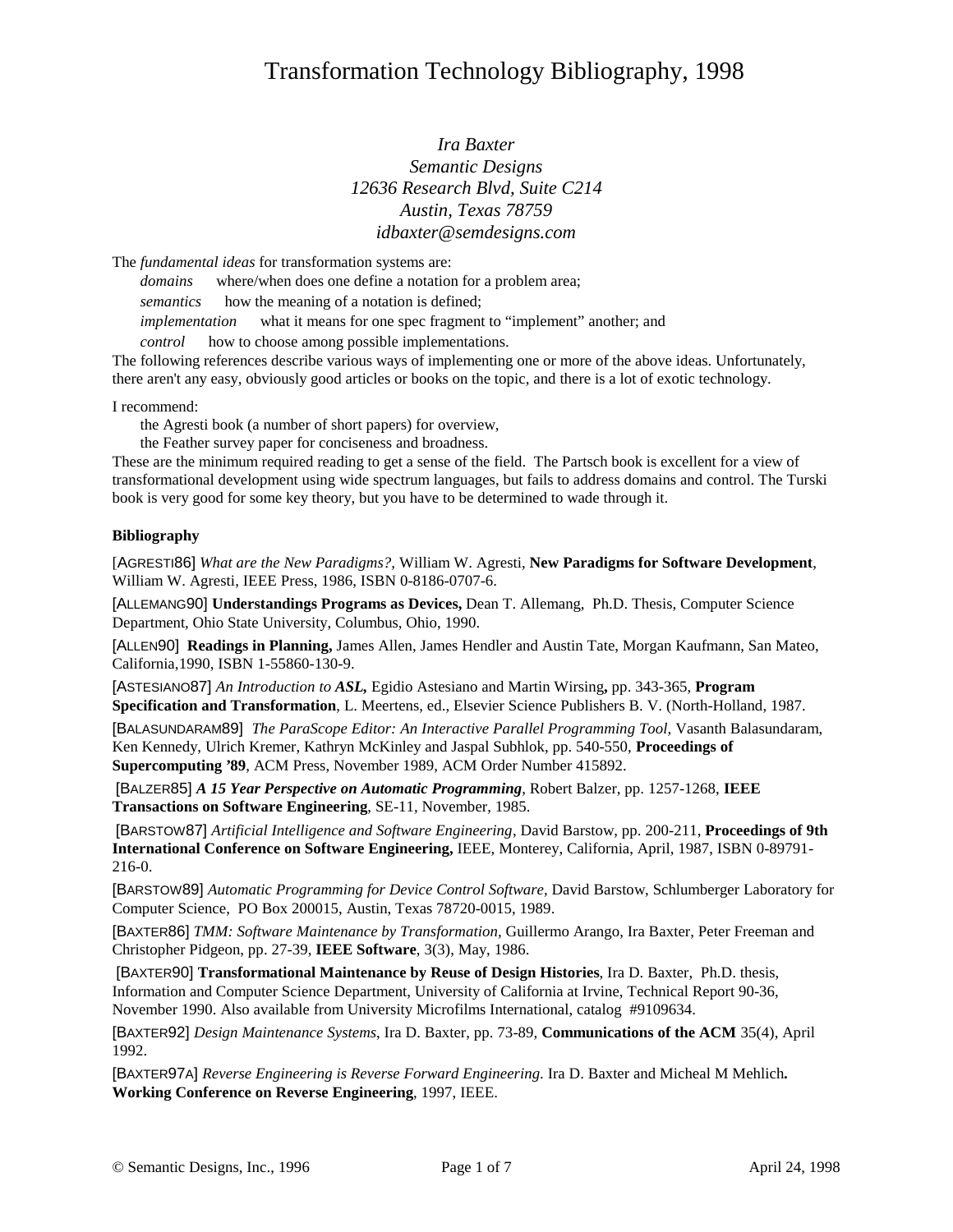# Transformation Technology Bibliography, 1998

*Ira Baxter*
*Semantic Designs*
*12636 Research Blvd, Suite C214*
*Austin, Texas 78759*
*idbaxter@semdesigns.com*

The *fundamental ideas* for transformation systems are:

- *domains* where/when does one define a notation for a problem area;
- *semantics* how the meaning of a notation is defined;
- *implementation* what it means for one spec fragment to "implement" another; and
- *control* how to choose among possible implementations.

The following references describe various ways of implementing one or more of the above ideas. Unfortunately, there aren't any easy, obviously good articles or books on the topic, and there is a lot of exotic technology.

I recommend:

- the Agresti book (a number of short papers) for overview,
- the Feather survey paper for conciseness and broadness.

These are the minimum required reading to get a sense of the field. The Partsch book is excellent for a view of transformational development using wide spectrum languages, but fails to address domains and control. The Turski book is very good for some key theory, but you have to be determined to wade through it.

**Bibliography**

[AGRESTI86] *What are the New Paradigms?,* William W. Agresti, **New Paradigms for Software Development**, William W. Agresti, IEEE Press, 1986, ISBN 0-8186-0707-6.

[ALLEMANG90] **Understandings Programs as Devices,** Dean T. Allemang, Ph.D. Thesis, Computer Science Department, Ohio State University, Columbus, Ohio, 1990.

[ALLEN90] **Readings in Planning,** James Allen, James Hendler and Austin Tate, Morgan Kaufmann, San Mateo, California,1990, ISBN 1-55860-130-9.

[ASTESIANO87] *An Introduction to **ASL**,* Egidio Astesiano and Martin Wirsing**,** pp. 343-365, **Program Specification and Transformation**, L. Meertens, ed., Elsevier Science Publishers B. V. (North-Holland, 1987.

[BALASUNDARAM89] *The ParaScope Editor: An Interactive Parallel Programming Tool,* Vasanth Balasundaram, Ken Kennedy, Ulrich Kremer, Kathryn McKinley and Jaspal Subhlok, pp. 540-550, **Proceedings of Supercomputing '89**, ACM Press, November 1989, ACM Order Number 415892.

[BALZER85] ***A 15 Year Perspective on Automatic Programming***, Robert Balzer, pp. 1257-1268, **IEEE Transactions on Software Engineering**, SE-11, November, 1985.

[BARSTOW87] *Artificial Intelligence and Software Engineering*, David Barstow, pp. 200-211, **Proceedings of 9th International Conference on Software Engineering,** IEEE, Monterey, California, April, 1987, ISBN 0-89791-216-0.

[BARSTOW89] *Automatic Programming for Device Control Software,* David Barstow, Schlumberger Laboratory for Computer Science, PO Box 200015, Austin, Texas 78720-0015, 1989.

[BAXTER86] *TMM: Software Maintenance by Transformation,* Guillermo Arango, Ira Baxter, Peter Freeman and Christopher Pidgeon, pp. 27-39, **IEEE Software**, 3(3), May, 1986.

[BAXTER90] **Transformational Maintenance by Reuse of Design Histories**, Ira D. Baxter, Ph.D. thesis, Information and Computer Science Department, University of California at Irvine, Technical Report 90-36, November 1990. Also available from University Microfilms International, catalog #9109634.

[BAXTER92] *Design Maintenance Systems*, Ira D. Baxter, pp. 73-89, **Communications of the ACM** 35(4), April 1992.

[BAXTER97A] *Reverse Engineering is Reverse Forward Engineering.* Ira D. Baxter and Micheal M Mehlich**. Working Conference on Reverse Engineering**, 1997, IEEE.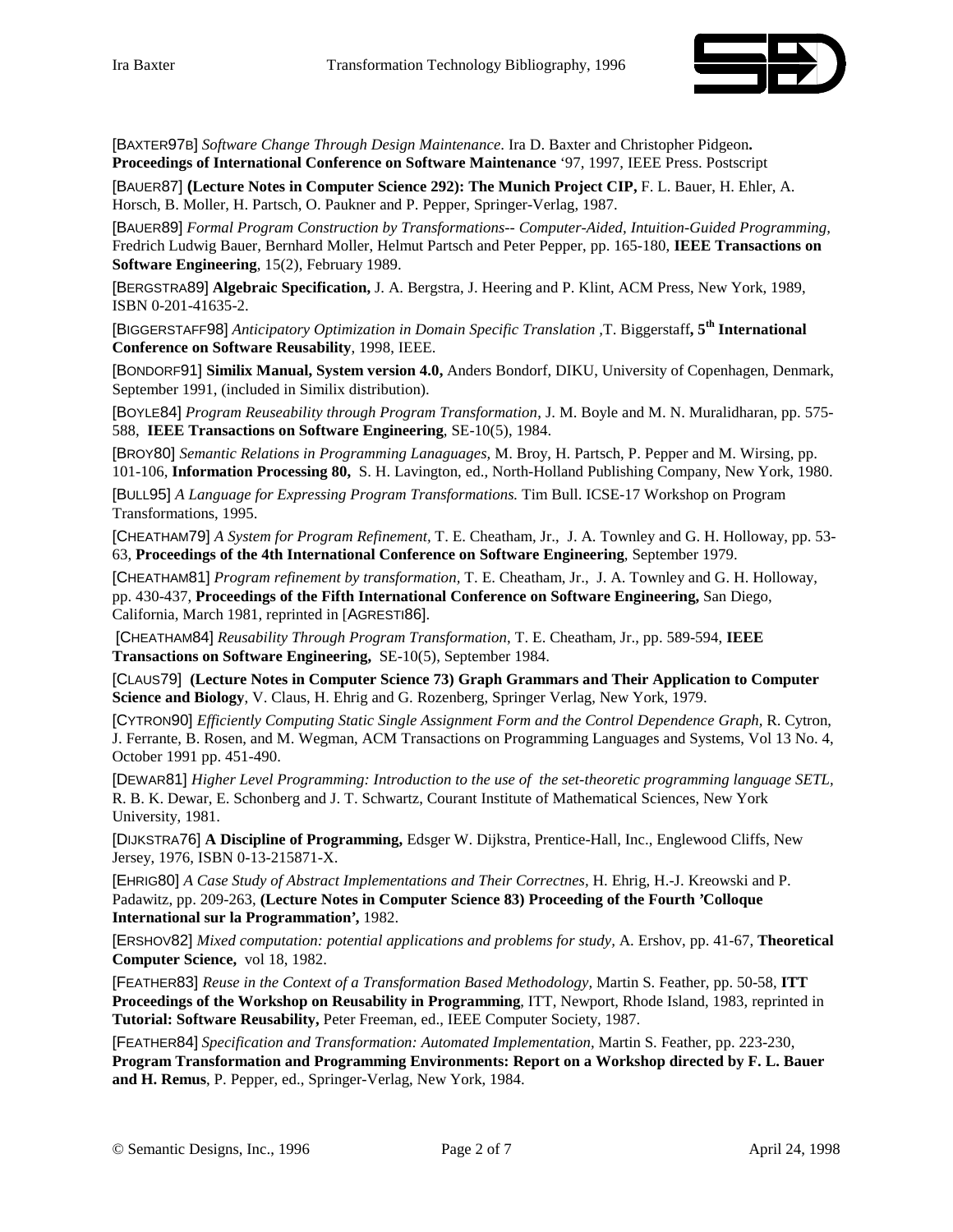[BAXTER97B] *Software Change Through Design Maintenance*. Ira D. Baxter and Christopher Pidgeon**. Proceedings of International Conference on Software Maintenance** '97, 1997, IEEE Press. Postscript

[BAUER87] **(Lecture Notes in Computer Science 292): The Munich Project CIP,** F. L. Bauer, H. Ehler, A. Horsch, B. Moller, H. Partsch, O. Paukner and P. Pepper, Springer-Verlag, 1987.

[BAUER89] *Formal Program Construction by Transformations-- Computer-Aided, Intuition-Guided Programming,* Fredrich Ludwig Bauer, Bernhard Moller, Helmut Partsch and Peter Pepper, pp. 165-180, **IEEE Transactions on Software Engineering**, 15(2), February 1989.

[BERGSTRA89] **Algebraic Specification,** J. A. Bergstra, J. Heering and P. Klint, ACM Press, New York, 1989, ISBN 0-201-41635-2.

[BIGGERSTAFF98] *Anticipatory Optimization in Domain Specific Translation* ,T. Biggerstaff**, 5th International Conference on Software Reusability**, 1998, IEEE.

[BONDORF91] **Similix Manual, System version 4.0,** Anders Bondorf, DIKU, University of Copenhagen, Denmark, September 1991, (included in Similix distribution).

[BOYLE84] *Program Reuseability through Program Transformation*, J. M. Boyle and M. N. Muralidharan, pp. 575-588, **IEEE Transactions on Software Engineering**, SE-10(5), 1984.

[BROY80] *Semantic Relations in Programming Lanaguages,* M. Broy, H. Partsch, P. Pepper and M. Wirsing, pp. 101-106, **Information Processing 80,** S. H. Lavington, ed., North-Holland Publishing Company, New York, 1980.

[BULL95] *A Language for Expressing Program Transformations.* Tim Bull. ICSE-17 Workshop on Program Transformations, 1995.

[CHEATHAM79] *A System for Program Refinement*, T. E. Cheatham, Jr., J. A. Townley and G. H. Holloway, pp. 53-63, **Proceedings of the 4th International Conference on Software Engineering**, September 1979.

[CHEATHAM81] *Program refinement by transformation*, T. E. Cheatham, Jr., J. A. Townley and G. H. Holloway, pp. 430-437, **Proceedings of the Fifth International Conference on Software Engineering,** San Diego, California, March 1981, reprinted in [AGRESTI86].

[CHEATHAM84] *Reusability Through Program Transformation*, T. E. Cheatham, Jr., pp. 589-594, **IEEE Transactions on Software Engineering,** SE-10(5), September 1984.

[CLAUS79] **(Lecture Notes in Computer Science 73) Graph Grammars and Their Application to Computer Science and Biology**, V. Claus, H. Ehrig and G. Rozenberg, Springer Verlag, New York, 1979.

[CYTRON90] *Efficiently Computing Static Single Assignment Form and the Control Dependence Graph,* R. Cytron, J. Ferrante, B. Rosen, and M. Wegman, ACM Transactions on Programming Languages and Systems, Vol 13 No. 4, October 1991 pp. 451-490.

[DEWAR81] *Higher Level Programming: Introduction to the use of the set-theoretic programming language SETL,* R. B. K. Dewar, E. Schonberg and J. T. Schwartz, Courant Institute of Mathematical Sciences, New York University, 1981.

[DIJKSTRA76] **A Discipline of Programming,** Edsger W. Dijkstra, Prentice-Hall, Inc., Englewood Cliffs, New Jersey, 1976, ISBN 0-13-215871-X.

[EHRIG80] *A Case Study of Abstract Implementations and Their Correctnes*, H. Ehrig, H.-J. Kreowski and P. Padawitz, pp. 209-263, **(Lecture Notes in Computer Science 83) Proceeding of the Fourth 'Colloque International sur la Programmation',** 1982.

[ERSHOV82] *Mixed computation: potential applications and problems for study,* A. Ershov, pp. 41-67, **Theoretical Computer Science,** vol 18, 1982.

[FEATHER83] *Reuse in the Context of a Transformation Based Methodology,* Martin S. Feather, pp. 50-58, **ITT Proceedings of the Workshop on Reusability in Programming**, ITT, Newport, Rhode Island, 1983, reprinted in **Tutorial: Software Reusability,** Peter Freeman, ed., IEEE Computer Society, 1987.

[FEATHER84] *Specification and Transformation: Automated Implementation,* Martin S. Feather, pp. 223-230, **Program Transformation and Programming Environments: Report on a Workshop directed by F. L. Bauer and H. Remus**, P. Pepper, ed., Springer-Verlag, New York, 1984.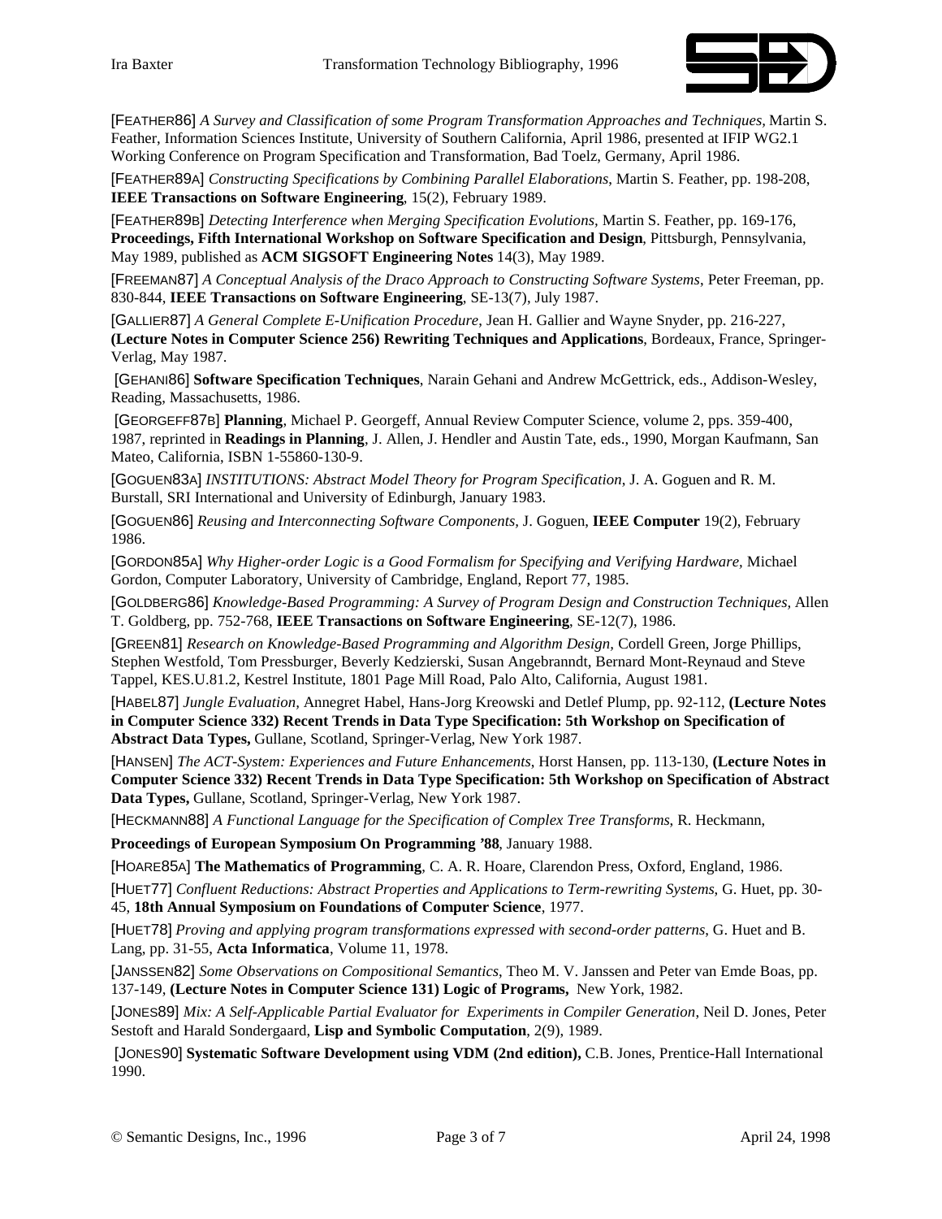[FEATHER86] *A Survey and Classification of some Program Transformation Approaches and Techniques*, Martin S. Feather, Information Sciences Institute, University of Southern California, April 1986, presented at IFIP WG2.1 Working Conference on Program Specification and Transformation, Bad Toelz, Germany, April 1986.

[FEATHER89A] *Constructing Specifications by Combining Parallel Elaborations*, Martin S. Feather, pp. 198-208, **IEEE Transactions on Software Engineering**, 15(2), February 1989.

[FEATHER89B] *Detecting Interference when Merging Specification Evolutions*, Martin S. Feather, pp. 169-176, **Proceedings, Fifth International Workshop on Software Specification and Design**, Pittsburgh, Pennsylvania, May 1989, published as **ACM SIGSOFT Engineering Notes** 14(3), May 1989.

[FREEMAN87] *A Conceptual Analysis of the Draco Approach to Constructing Software Systems*, Peter Freeman, pp. 830-844, **IEEE Transactions on Software Engineering**, SE-13(7), July 1987.

[GALLIER87] *A General Complete E-Unification Procedure*, Jean H. Gallier and Wayne Snyder, pp. 216-227, **(Lecture Notes in Computer Science 256) Rewriting Techniques and Applications**, Bordeaux, France, Springer-Verlag, May 1987.

[GEHANI86] **Software Specification Techniques**, Narain Gehani and Andrew McGettrick, eds., Addison-Wesley, Reading, Massachusetts, 1986.

[GEORGEFF87B] **Planning**, Michael P. Georgeff, Annual Review Computer Science, volume 2, pps. 359-400, 1987, reprinted in **Readings in Planning**, J. Allen, J. Hendler and Austin Tate, eds., 1990, Morgan Kaufmann, San Mateo, California, ISBN 1-55860-130-9.

[GOGUEN83A] *INSTITUTIONS: Abstract Model Theory for Program Specification*, J. A. Goguen and R. M. Burstall, SRI International and University of Edinburgh, January 1983.

[GOGUEN86] *Reusing and Interconnecting Software Components,* J. Goguen, **IEEE Computer** 19(2), February 1986.

[GORDON85A] *Why Higher-order Logic is a Good Formalism for Specifying and Verifying Hardware,* Michael Gordon, Computer Laboratory, University of Cambridge, England, Report 77, 1985.

[GOLDBERG86] *Knowledge-Based Programming: A Survey of Program Design and Construction Techniques,* Allen T. Goldberg, pp. 752-768, **IEEE Transactions on Software Engineering**, SE-12(7), 1986.

[GREEN81] *Research on Knowledge-Based Programming and Algorithm Design,* Cordell Green, Jorge Phillips, Stephen Westfold, Tom Pressburger, Beverly Kedzierski, Susan Angebranndt, Bernard Mont-Reynaud and Steve Tappel, KES.U.81.2, Kestrel Institute, 1801 Page Mill Road, Palo Alto, California, August 1981.

[HABEL87] *Jungle Evaluation,* Annegret Habel, Hans-Jorg Kreowski and Detlef Plump, pp. 92-112, **(Lecture Notes in Computer Science 332) Recent Trends in Data Type Specification: 5th Workshop on Specification of Abstract Data Types,** Gullane, Scotland, Springer-Verlag, New York 1987.

[HANSEN] *The ACT-System: Experiences and Future Enhancements*, Horst Hansen, pp. 113-130, **(Lecture Notes in Computer Science 332) Recent Trends in Data Type Specification: 5th Workshop on Specification of Abstract Data Types,** Gullane, Scotland, Springer-Verlag, New York 1987.

[HECKMANN88] *A Functional Language for the Specification of Complex Tree Transforms,* R. Heckmann, **Proceedings of European Symposium On Programming '88**, January 1988.

[HOARE85A] **The Mathematics of Programming**, C. A. R. Hoare, Clarendon Press, Oxford, England, 1986.

[HUET77] *Confluent Reductions: Abstract Properties and Applications to Term-rewriting Systems,* G. Huet, pp. 30-45, **18th Annual Symposium on Foundations of Computer Science**, 1977.

[HUET78] *Proving and applying program transformations expressed with second-order patterns,* G. Huet and B. Lang, pp. 31-55, **Acta Informatica**, Volume 11, 1978.

[JANSSEN82] *Some Observations on Compositional Semantics,* Theo M. V. Janssen and Peter van Emde Boas, pp. 137-149, **(Lecture Notes in Computer Science 131) Logic of Programs,** New York, 1982.

[JONES89] *Mix: A Self-Applicable Partial Evaluator for Experiments in Compiler Generation,* Neil D. Jones, Peter Sestoft and Harald Sondergaard, **Lisp and Symbolic Computation**, 2(9), 1989.

[JONES90] **Systematic Software Development using VDM (2nd edition),** C.B. Jones, Prentice-Hall International 1990.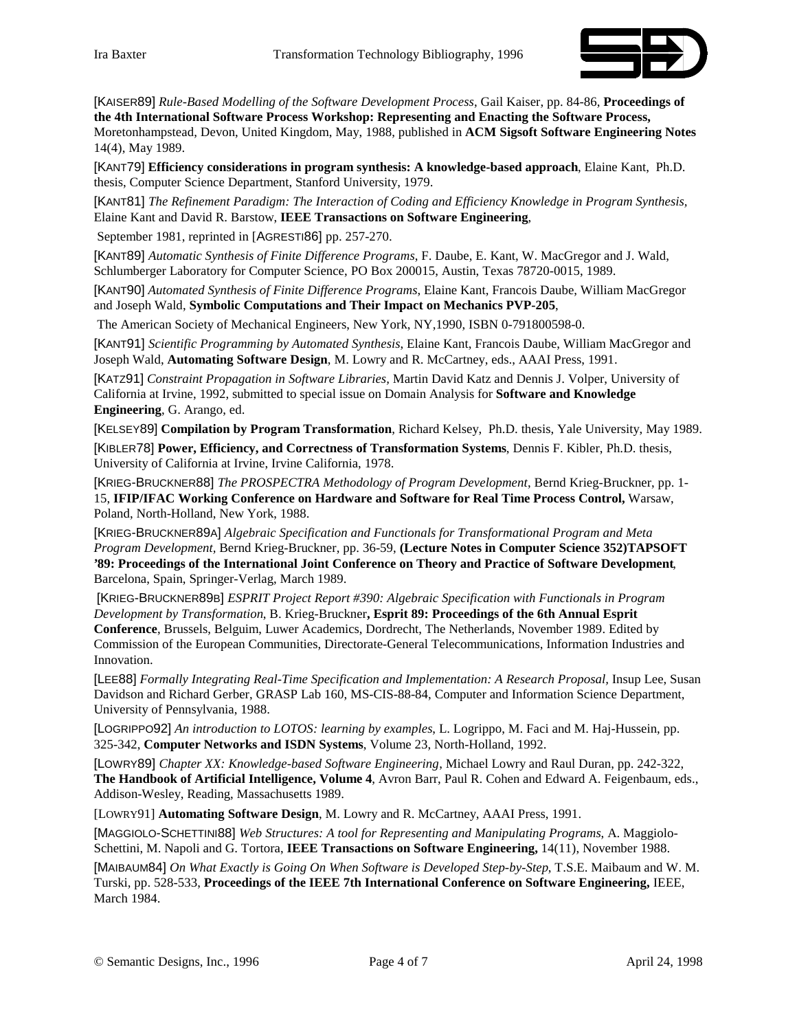[KAISER89] *Rule-Based Modelling of the Software Development Process*, Gail Kaiser, pp. 84-86, **Proceedings of the 4th International Software Process Workshop: Representing and Enacting the Software Process,** Moretonhampstead, Devon, United Kingdom, May, 1988, published in **ACM Sigsoft Software Engineering Notes** 14(4), May 1989.

[KANT79] **Efficiency considerations in program synthesis: A knowledge-based approach**, Elaine Kant, Ph.D. thesis, Computer Science Department, Stanford University, 1979.

[KANT81] *The Refinement Paradigm: The Interaction of Coding and Efficiency Knowledge in Program Synthesis,* Elaine Kant and David R. Barstow, **IEEE Transactions on Software Engineering**, September 1981, reprinted in [AGRESTI86] pp. 257-270.

[KANT89] *Automatic Synthesis of Finite Difference Programs*, F. Daube, E. Kant, W. MacGregor and J. Wald, Schlumberger Laboratory for Computer Science, PO Box 200015, Austin, Texas 78720-0015, 1989.

[KANT90] *Automated Synthesis of Finite Difference Programs*, Elaine Kant, Francois Daube, William MacGregor and Joseph Wald, **Symbolic Computations and Their Impact on Mechanics PVP-205**, The American Society of Mechanical Engineers, New York, NY,1990, ISBN 0-791800598-0.

[KANT91] *Scientific Programming by Automated Synthesis*, Elaine Kant, Francois Daube, William MacGregor and Joseph Wald, **Automating Software Design**, M. Lowry and R. McCartney, eds., AAAI Press, 1991.

[KATZ91] *Constraint Propagation in Software Libraries,* Martin David Katz and Dennis J. Volper, University of California at Irvine, 1992, submitted to special issue on Domain Analysis for **Software and Knowledge Engineering**, G. Arango, ed.

[KELSEY89] **Compilation by Program Transformation**, Richard Kelsey, Ph.D. thesis, Yale University, May 1989.

[KIBLER78] **Power, Efficiency, and Correctness of Transformation Systems**, Dennis F. Kibler, Ph.D. thesis, University of California at Irvine, Irvine California, 1978.

[KRIEG-BRUCKNER88] *The PROSPECTRA Methodology of Program Development*, Bernd Krieg-Bruckner, pp. 1-15, **IFIP/IFAC Working Conference on Hardware and Software for Real Time Process Control,** Warsaw, Poland, North-Holland, New York, 1988.

[KRIEG-BRUCKNER89A] *Algebraic Specification and Functionals for Transformational Program and Meta Program Development,* Bernd Krieg-Bruckner, pp. 36-59, **(Lecture Notes in Computer Science 352)TAPSOFT '89: Proceedings of the International Joint Conference on Theory and Practice of Software Development**, Barcelona, Spain, Springer-Verlag, March 1989.

[KRIEG-BRUCKNER89B] *ESPRIT Project Report #390: Algebraic Specification with Functionals in Program Development by Transformation,* B. Krieg-Bruckner**, Esprit 89: Proceedings of the 6th Annual Esprit Conference**, Brussels, Belguim, Luwer Academics, Dordrecht, The Netherlands, November 1989. Edited by Commission of the European Communities, Directorate-General Telecommunications, Information Industries and Innovation.

[LEE88] *Formally Integrating Real-Time Specification and Implementation: A Research Proposal,* Insup Lee, Susan Davidson and Richard Gerber, GRASP Lab 160, MS-CIS-88-84, Computer and Information Science Department, University of Pennsylvania, 1988.

[LOGRIPPO92] *An introduction to LOTOS: learning by examples*, L. Logrippo, M. Faci and M. Haj-Hussein, pp. 325-342, **Computer Networks and ISDN Systems**, Volume 23, North-Holland, 1992.

[LOWRY89] *Chapter XX: Knowledge-based Software Engineering*, Michael Lowry and Raul Duran, pp. 242-322, **The Handbook of Artificial Intelligence, Volume 4**, Avron Barr, Paul R. Cohen and Edward A. Feigenbaum, eds., Addison-Wesley, Reading, Massachusetts 1989.

[LOWRY91] **Automating Software Design**, M. Lowry and R. McCartney, AAAI Press, 1991.

[MAGGIOLO-SCHETTINI88] *Web Structures: A tool for Representing and Manipulating Programs,* A. Maggiolo-Schettini, M. Napoli and G. Tortora, **IEEE Transactions on Software Engineering,** 14(11), November 1988.

[MAIBAUM84] *On What Exactly is Going On When Software is Developed Step-by-Step,* T.S.E. Maibaum and W. M. Turski, pp. 528-533, **Proceedings of the IEEE 7th International Conference on Software Engineering,** IEEE, March 1984.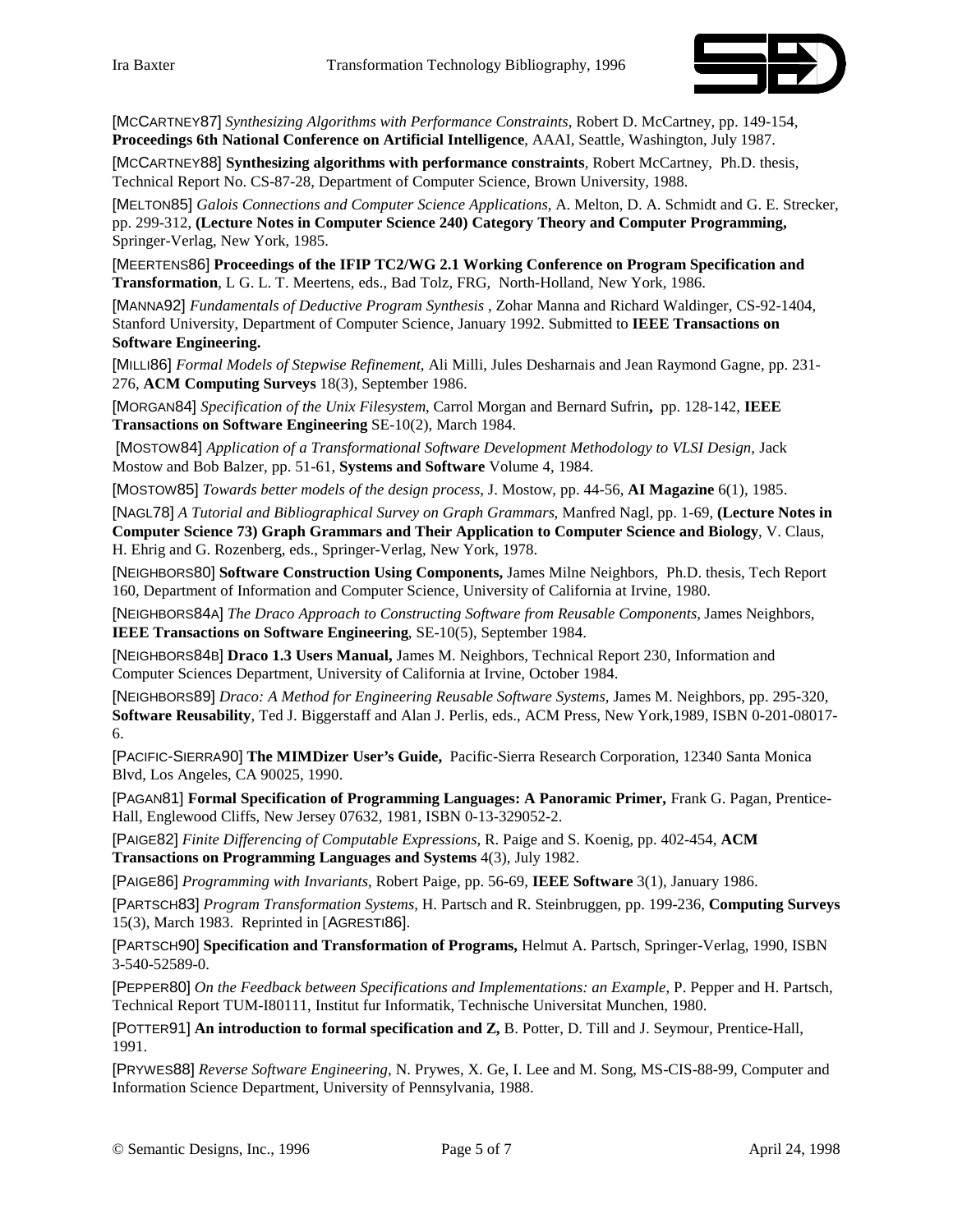[MCCARTNEY87] *Synthesizing Algorithms with Performance Constraints*, Robert D. McCartney, pp. 149-154, **Proceedings 6th National Conference on Artificial Intelligence**, AAAI, Seattle, Washington, July 1987.

[MCCARTNEY88] **Synthesizing algorithms with performance constraints**, Robert McCartney, Ph.D. thesis, Technical Report No. CS-87-28, Department of Computer Science, Brown University, 1988.

[MELTON85] *Galois Connections and Computer Science Applications*, A. Melton, D. A. Schmidt and G. E. Strecker, pp. 299-312, **(Lecture Notes in Computer Science 240) Category Theory and Computer Programming,** Springer-Verlag, New York, 1985.

[MEERTENS86] **Proceedings of the IFIP TC2/WG 2.1 Working Conference on Program Specification and Transformation**, L G. L. T. Meertens, eds., Bad Tolz, FRG, North-Holland, New York, 1986.

[MANNA92] *Fundamentals of Deductive Program Synthesis* , Zohar Manna and Richard Waldinger, CS-92-1404, Stanford University, Department of Computer Science, January 1992. Submitted to **IEEE Transactions on Software Engineering.**

[MILLI86] *Formal Models of Stepwise Refinement*, Ali Milli, Jules Desharnais and Jean Raymond Gagne, pp. 231-276, **ACM Computing Surveys** 18(3), September 1986.

[MORGAN84] *Specification of the Unix Filesystem*, Carrol Morgan and Bernard Sufrin**,** pp. 128-142, **IEEE Transactions on Software Engineering** SE-10(2), March 1984.

[MOSTOW84] *Application of a Transformational Software Development Methodology to VLSI Design*, Jack Mostow and Bob Balzer, pp. 51-61, **Systems and Software** Volume 4, 1984.

[MOSTOW85] *Towards better models of the design process*, J. Mostow, pp. 44-56, **AI Magazine** 6(1), 1985.

[NAGL78] *A Tutorial and Bibliographical Survey on Graph Grammars*, Manfred Nagl, pp. 1-69, **(Lecture Notes in Computer Science 73) Graph Grammars and Their Application to Computer Science and Biology**, V. Claus, H. Ehrig and G. Rozenberg, eds., Springer-Verlag, New York, 1978.

[NEIGHBORS80] **Software Construction Using Components,** James Milne Neighbors, Ph.D. thesis, Tech Report 160, Department of Information and Computer Science, University of California at Irvine, 1980.

[NEIGHBORS84A] *The Draco Approach to Constructing Software from Reusable Components,* James Neighbors, **IEEE Transactions on Software Engineering**, SE-10(5), September 1984.

[NEIGHBORS84B] **Draco 1.3 Users Manual,** James M. Neighbors, Technical Report 230, Information and Computer Sciences Department, University of California at Irvine, October 1984.

[NEIGHBORS89] *Draco: A Method for Engineering Reusable Software Systems*, James M. Neighbors, pp. 295-320, **Software Reusability**, Ted J. Biggerstaff and Alan J. Perlis, eds., ACM Press, New York,1989, ISBN 0-201-08017-6.

[PACIFIC-SIERRA90] **The MIMDizer User's Guide,** Pacific-Sierra Research Corporation, 12340 Santa Monica Blvd, Los Angeles, CA 90025, 1990.

[PAGAN81] **Formal Specification of Programming Languages: A Panoramic Primer,** Frank G. Pagan, Prentice-Hall, Englewood Cliffs, New Jersey 07632, 1981, ISBN 0-13-329052-2.

[PAIGE82] *Finite Differencing of Computable Expressions*, R. Paige and S. Koenig, pp. 402-454, **ACM Transactions on Programming Languages and Systems** 4(3), July 1982.

[PAIGE86] *Programming with Invariants*, Robert Paige, pp. 56-69, **IEEE Software** 3(1), January 1986.

[PARTSCH83] *Program Transformation Systems,* H. Partsch and R. Steinbruggen, pp. 199-236, **Computing Surveys** 15(3), March 1983. Reprinted in [AGRESTI86].

[PARTSCH90] **Specification and Transformation of Programs,** Helmut A. Partsch, Springer-Verlag, 1990, ISBN 3-540-52589-0.

[PEPPER80] *On the Feedback between Specifications and Implementations: an Example*, P. Pepper and H. Partsch, Technical Report TUM-I80111, Institut fur Informatik, Technische Universitat Munchen, 1980.

[POTTER91] **An introduction to formal specification and Z,** B. Potter, D. Till and J. Seymour, Prentice-Hall, 1991.

[PRYWES88] *Reverse Software Engineering,* N. Prywes, X. Ge, I. Lee and M. Song, MS-CIS-88-99, Computer and Information Science Department, University of Pennsylvania, 1988.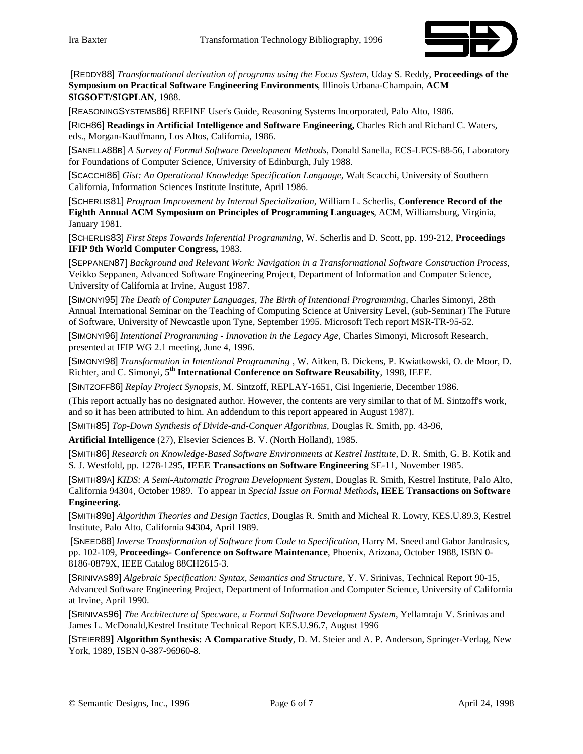[REDDY88] *Transformational derivation of programs using the Focus System,* Uday S. Reddy, **Proceedings of the Symposium on Practical Software Engineering Environments**, Illinois Urbana-Champain, **ACM SIGSOFT/SIGPLAN**, 1988.

[REASONINGSYSTEMS86] REFINE User's Guide, Reasoning Systems Incorporated, Palo Alto, 1986.

[RICH86] **Readings in Artificial Intelligence and Software Engineering,** Charles Rich and Richard C. Waters, eds., Morgan-Kauffmann, Los Altos, California, 1986.

[SANELLA88B] *A Survey of Formal Software Development Methods,* Donald Sanella, ECS-LFCS-88-56, Laboratory for Foundations of Computer Science, University of Edinburgh, July 1988.

[SCACCHI86] *Gist: An Operational Knowledge Specification Language,* Walt Scacchi, University of Southern California, Information Sciences Institute Institute, April 1986.

[SCHERLIS81] *Program Improvement by Internal Specialization,* William L. Scherlis, **Conference Record of the Eighth Annual ACM Symposium on Principles of Programming Languages**, ACM, Williamsburg, Virginia, January 1981.

[SCHERLIS83] *First Steps Towards Inferential Programming,* W. Scherlis and D. Scott, pp. 199-212, **Proceedings IFIP 9th World Computer Congress,** 1983.

[SEPPANEN87] *Background and Relevant Work: Navigation in a Transformational Software Construction Process*, Veikko Seppanen, Advanced Software Engineering Project, Department of Information and Computer Science, University of California at Irvine, August 1987.

[SIMONYI95] *The Death of Computer Languages, The Birth of Intentional Programming*, Charles Simonyi, 28th Annual International Seminar on the Teaching of Computing Science at University Level, (sub-Seminar) The Future of Software, University of Newcastle upon Tyne, September 1995. Microsoft Tech report MSR-TR-95-52.

[SIMONYI96] *Intentional Programming - Innovation in the Legacy Age*, Charles Simonyi, Microsoft Research, presented at IFIP WG 2.1 meeting, June 4, 1996.

[SIMONYI98] *Transformation in Intentional Programming* , W. Aitken, B. Dickens, P. Kwiatkowski, O. de Moor, D. Richter, and C. Simonyi, **5th International Conference on Software Reusability**, 1998, IEEE.

[SINTZOFF86] *Replay Project Synopsis,* M. Sintzoff, REPLAY-1651, Cisi Ingenierie, December 1986.

(This report actually has no designated author. However, the contents are very similar to that of M. Sintzoff's work, and so it has been attributed to him. An addendum to this report appeared in August 1987).

[SMITH85] *Top-Down Synthesis of Divide-and-Conquer Algorithms,* Douglas R. Smith, pp. 43-96,

**Artificial Intelligence** (27), Elsevier Sciences B. V. (North Holland), 1985.

[SMITH86] *Research on Knowledge-Based Software Environments at Kestrel Institute,* D. R. Smith, G. B. Kotik and S. J. Westfold, pp. 1278-1295, **IEEE Transactions on Software Engineering** SE-11, November 1985.

[SMITH89A] *KIDS: A Semi-Automatic Program Development System*, Douglas R. Smith, Kestrel Institute, Palo Alto, California 94304, October 1989. To appear in *Special Issue on Formal Methods***, IEEE Transactions on Software Engineering.**

[SMITH89B] *Algorithm Theories and Design Tactics,* Douglas R. Smith and Micheal R. Lowry, KES.U.89.3, Kestrel Institute, Palo Alto, California 94304, April 1989.

[SNEED88] *Inverse Transformation of Software from Code to Specification,* Harry M. Sneed and Gabor Jandrasics, pp. 102-109, **Proceedings- Conference on Software Maintenance**, Phoenix, Arizona, October 1988, ISBN 0-8186-0879X, IEEE Catalog 88CH2615-3.

[SRINIVAS89] *Algebraic Specification: Syntax, Semantics and Structure,* Y. V. Srinivas, Technical Report 90-15, Advanced Software Engineering Project, Department of Information and Computer Science, University of California at Irvine, April 1990.

[SRINIVAS96] *The Architecture of Specware, a Formal Software Development System*, Yellamraju V. Srinivas and James L. McDonald,Kestrel Institute Technical Report KES.U.96.7, August 1996

[STEIER89**] Algorithm Synthesis: A Comparative Study**, D. M. Steier and A. P. Anderson, Springer-Verlag, New York, 1989, ISBN 0-387-96960-8.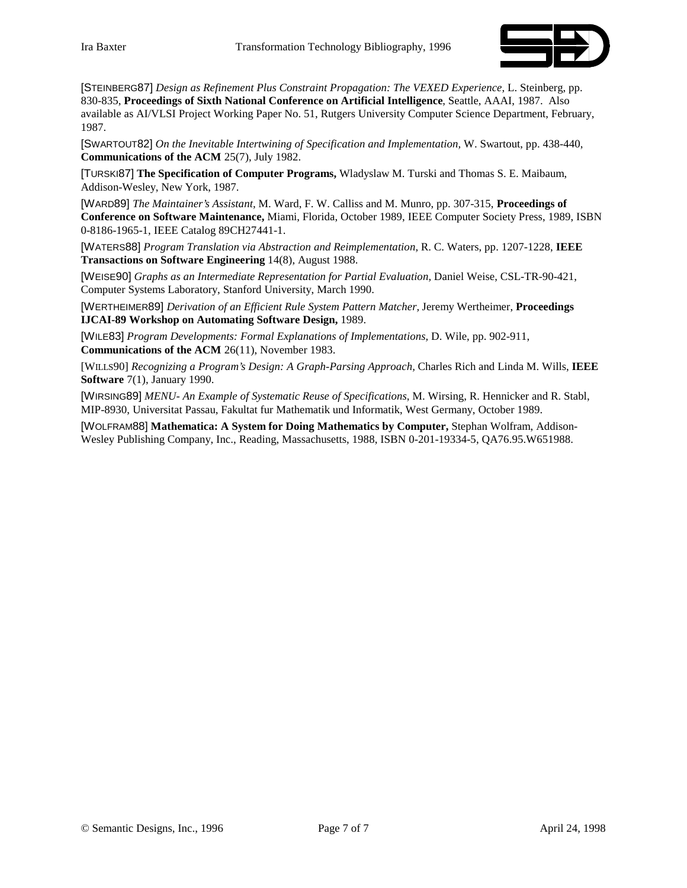[STEINBERG87] *Design as Refinement Plus Constraint Propagation: The VEXED Experience*, L. Steinberg, pp. 830-835, **Proceedings of Sixth National Conference on Artificial Intelligence**, Seattle, AAAI, 1987. Also available as AI/VLSI Project Working Paper No. 51, Rutgers University Computer Science Department, February, 1987.

[SWARTOUT82] *On the Inevitable Intertwining of Specification and Implementation,* W. Swartout, pp. 438-440, **Communications of the ACM** 25(7), July 1982.

[TURSKI87] **The Specification of Computer Programs,** Wladyslaw M. Turski and Thomas S. E. Maibaum, Addison-Wesley, New York, 1987.

[WARD89] *The Maintainer's Assistant,* M. Ward, F. W. Calliss and M. Munro, pp. 307-315, **Proceedings of Conference on Software Maintenance,** Miami, Florida, October 1989, IEEE Computer Society Press, 1989, ISBN 0-8186-1965-1, IEEE Catalog 89CH27441-1.

[WATERS88] *Program Translation via Abstraction and Reimplementation,* R. C. Waters, pp. 1207-1228, **IEEE Transactions on Software Engineering** 14(8), August 1988.

[WEISE90] *Graphs as an Intermediate Representation for Partial Evaluation,* Daniel Weise, CSL-TR-90-421, Computer Systems Laboratory, Stanford University, March 1990.

[WERTHEIMER89] *Derivation of an Efficient Rule System Pattern Matcher,* Jeremy Wertheimer, **Proceedings IJCAI-89 Workshop on Automating Software Design,** 1989.

[WILE83] *Program Developments: Formal Explanations of Implementations,* D. Wile, pp. 902-911, **Communications of the ACM** 26(11), November 1983.

[WILLS90] *Recognizing a Program's Design: A Graph-Parsing Approach,* Charles Rich and Linda M. Wills, **IEEE Software** 7(1), January 1990.

[WIRSING89] *MENU- An Example of Systematic Reuse of Specifications*, M. Wirsing, R. Hennicker and R. Stabl, MIP-8930, Universitat Passau, Fakultat fur Mathematik und Informatik, West Germany, October 1989.

[WOLFRAM88] **Mathematica: A System for Doing Mathematics by Computer,** Stephan Wolfram, Addison-Wesley Publishing Company, Inc., Reading, Massachusetts, 1988, ISBN 0-201-19334-5, QA76.95.W651988.